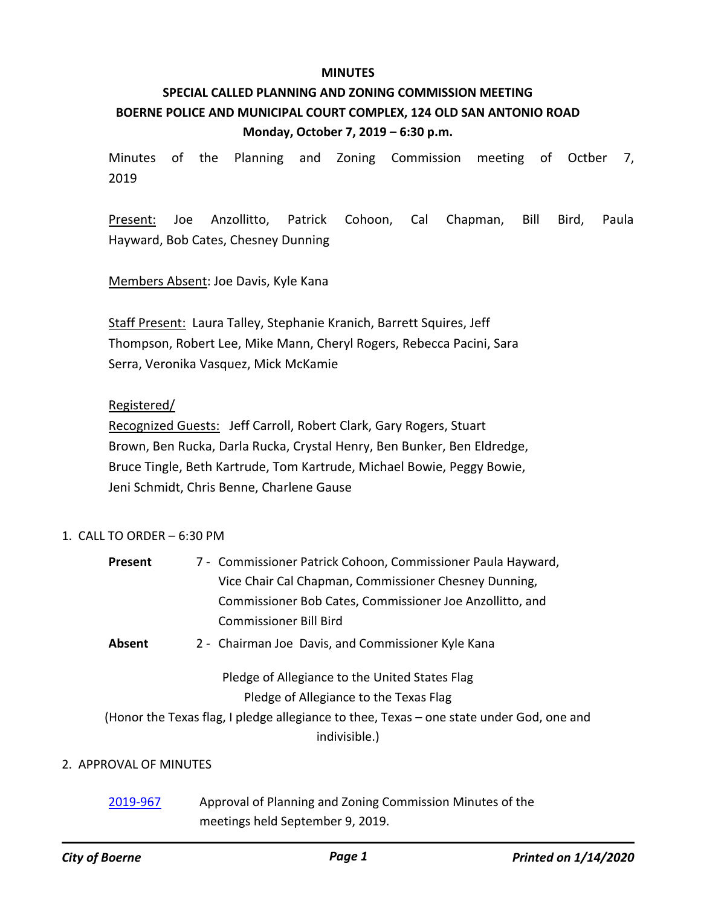**MINUTES**

**SPECIAL CALLED PLANNING AND ZONING COMMISSION MEETING**

**BOERNE POLICE AND MUNICIPAL COURT COMPLEX, 124 OLD SAN ANTONIO ROAD**

**Monday, October 7, 2019 – 6:30 p.m.**

Minutes of the Planning and Zoning Commission meeting of Octber 7, 2019

Present: Joe Anzollitto, Patrick Cohoon, Cal Chapman, Bill Bird, Paula Hayward, Bob Cates, Chesney Dunning

Members Absent: Joe Davis, Kyle Kana

Staff Present: Laura Talley, Stephanie Kranich, Barrett Squires, Jeff Thompson, Robert Lee, Mike Mann, Cheryl Rogers, Rebecca Pacini, Sara Serra, Veronika Vasquez, Mick McKamie

Registered/
Recognized Guests: Jeff Carroll, Robert Clark, Gary Rogers, Stuart Brown, Ben Rucka, Darla Rucka, Crystal Henry, Ben Bunker, Ben Eldredge, Bruce Tingle, Beth Kartrude, Tom Kartrude, Michael Bowie, Peggy Bowie, Jeni Schmidt, Chris Benne, Charlene Gause

1. CALL TO ORDER – 6:30 PM

**Present** 7 - Commissioner Patrick Cohoon, Commissioner Paula Hayward, Vice Chair Cal Chapman, Commissioner Chesney Dunning, Commissioner Bob Cates, Commissioner Joe Anzollitto, and Commissioner Bill Bird

**Absent** 2 - Chairman Joe Davis, and Commissioner Kyle Kana

Pledge of Allegiance to the United States Flag

Pledge of Allegiance to the Texas Flag

(Honor the Texas flag, I pledge allegiance to thee, Texas – one state under God, one and indivisible.)

2. APPROVAL OF MINUTES

2019-967 Approval of Planning and Zoning Commission Minutes of the meetings held September 9, 2019.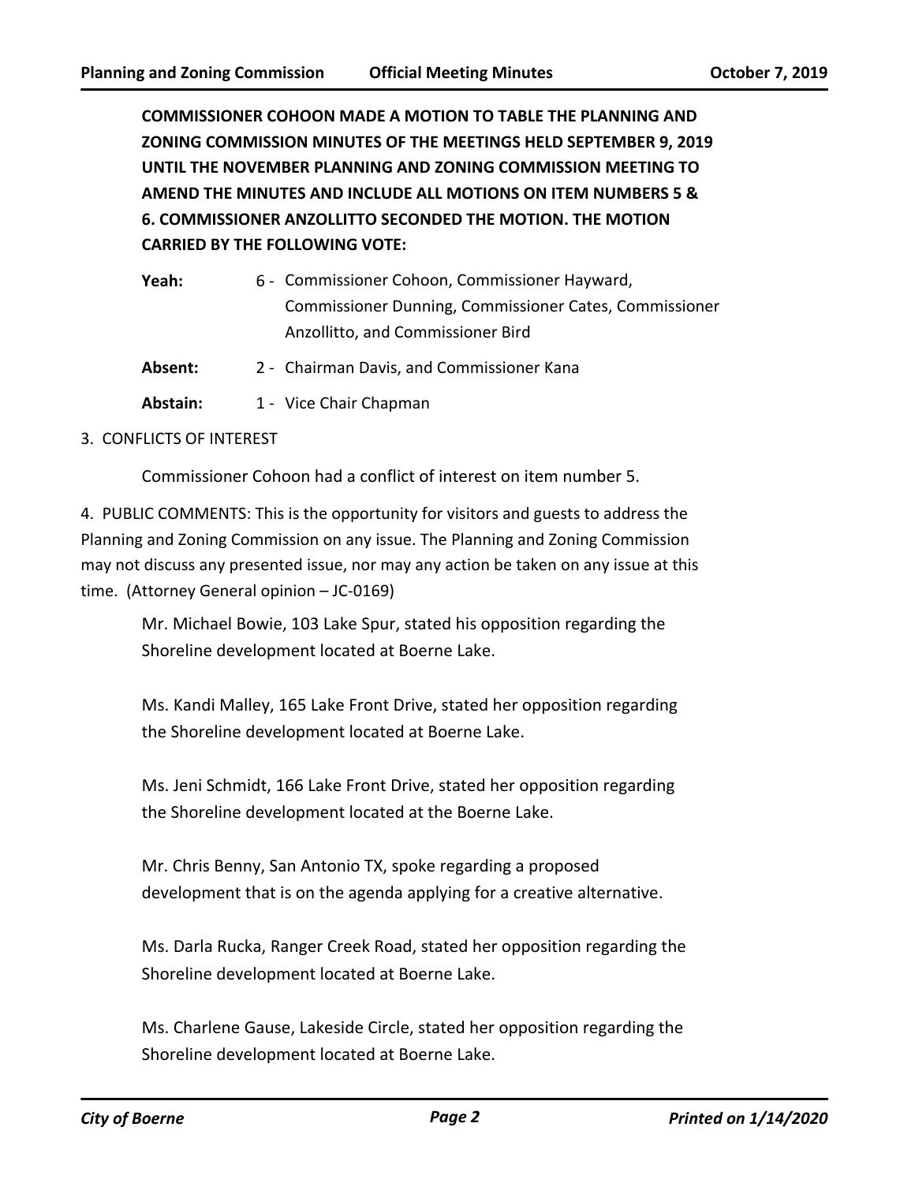**COMMISSIONER COHOON MADE A MOTION TO TABLE THE PLANNING AND ZONING COMMISSION MINUTES OF THE MEETINGS HELD SEPTEMBER 9, 2019 UNTIL THE NOVEMBER PLANNING AND ZONING COMMISSION MEETING TO AMEND THE MINUTES AND INCLUDE ALL MOTIONS ON ITEM NUMBERS 5 & 6. COMMISSIONER ANZOLLITTO SECONDED THE MOTION. THE MOTION CARRIED BY THE FOLLOWING VOTE:**

**Yeah:** 6 - Commissioner Cohoon, Commissioner Hayward, Commissioner Dunning, Commissioner Cates, Commissioner Anzollitto, and Commissioner Bird

**Absent:** 2 - Chairman Davis, and Commissioner Kana

**Abstain:** 1 - Vice Chair Chapman

3. CONFLICTS OF INTEREST

Commissioner Cohoon had a conflict of interest on item number 5.

4. PUBLIC COMMENTS: This is the opportunity for visitors and guests to address the Planning and Zoning Commission on any issue. The Planning and Zoning Commission may not discuss any presented issue, nor may any action be taken on any issue at this time. (Attorney General opinion – JC-0169)

Mr. Michael Bowie, 103 Lake Spur, stated his opposition regarding the Shoreline development located at Boerne Lake.

Ms. Kandi Malley, 165 Lake Front Drive, stated her opposition regarding the Shoreline development located at Boerne Lake.

Ms. Jeni Schmidt, 166 Lake Front Drive, stated her opposition regarding the Shoreline development located at the Boerne Lake.

Mr. Chris Benny, San Antonio TX, spoke regarding a proposed development that is on the agenda applying for a creative alternative.

Ms. Darla Rucka, Ranger Creek Road, stated her opposition regarding the Shoreline development located at Boerne Lake.

Ms. Charlene Gause, Lakeside Circle, stated her opposition regarding the Shoreline development located at Boerne Lake.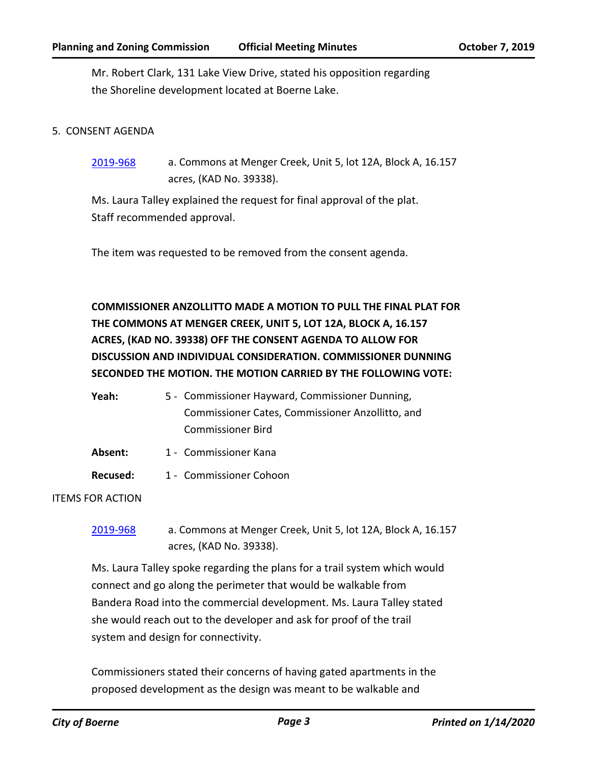Mr. Robert Clark, 131 Lake View Drive, stated his opposition regarding the Shoreline development located at Boerne Lake.

5. CONSENT AGENDA

[2019-968](2019-968) a. Commons at Menger Creek, Unit 5, lot 12A, Block A, 16.157 acres, (KAD No. 39338).

Ms. Laura Talley explained the request for final approval of the plat. Staff recommended approval.

The item was requested to be removed from the consent agenda.

**COMMISSIONER ANZOLLITTO MADE A MOTION TO PULL THE FINAL PLAT FOR THE COMMONS AT MENGER CREEK, UNIT 5, LOT 12A, BLOCK A, 16.157 ACRES, (KAD NO. 39338) OFF THE CONSENT AGENDA TO ALLOW FOR DISCUSSION AND INDIVIDUAL CONSIDERATION. COMMISSIONER DUNNING SECONDED THE MOTION. THE MOTION CARRIED BY THE FOLLOWING VOTE:**

**Yeah:** 5 - Commissioner Hayward, Commissioner Dunning, Commissioner Cates, Commissioner Anzollitto, and Commissioner Bird

**Absent:** 1 - Commissioner Kana

**Recused:** 1 - Commissioner Cohoon

ITEMS FOR ACTION

[2019-968](2019-968) a. Commons at Menger Creek, Unit 5, lot 12A, Block A, 16.157 acres, (KAD No. 39338).

Ms. Laura Talley spoke regarding the plans for a trail system which would connect and go along the perimeter that would be walkable from Bandera Road into the commercial development. Ms. Laura Talley stated she would reach out to the developer and ask for proof of the trail system and design for connectivity.

Commissioners stated their concerns of having gated apartments in the proposed development as the design was meant to be walkable and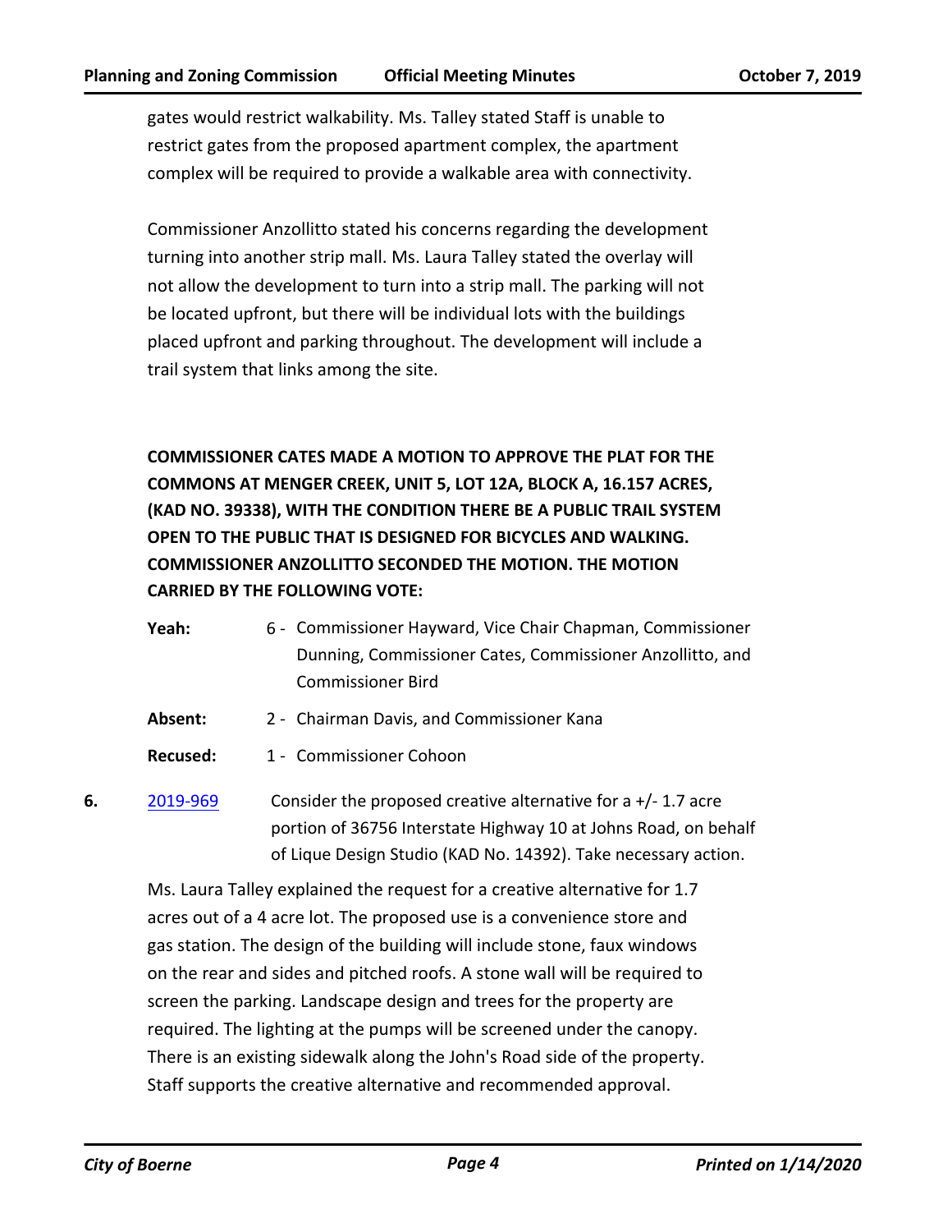gates would restrict walkability. Ms. Talley stated Staff is unable to restrict gates from the proposed apartment complex, the apartment complex will be required to provide a walkable area with connectivity.

Commissioner Anzollitto stated his concerns regarding the development turning into another strip mall. Ms. Laura Talley stated the overlay will not allow the development to turn into a strip mall. The parking will not be located upfront, but there will be individual lots with the buildings placed upfront and parking throughout. The development will include a trail system that links among the site.

**COMMISSIONER CATES MADE A MOTION TO APPROVE THE PLAT FOR THE COMMONS AT MENGER CREEK, UNIT 5, LOT 12A, BLOCK A, 16.157 ACRES, (KAD NO. 39338), WITH THE CONDITION THERE BE A PUBLIC TRAIL SYSTEM OPEN TO THE PUBLIC THAT IS DESIGNED FOR BICYCLES AND WALKING. COMMISSIONER ANZOLLITTO SECONDED THE MOTION. THE MOTION CARRIED BY THE FOLLOWING VOTE:**

**Yeah:** 6 - Commissioner Hayward, Vice Chair Chapman, Commissioner Dunning, Commissioner Cates, Commissioner Anzollitto, and Commissioner Bird

**Absent:** 2 - Chairman Davis, and Commissioner Kana

**Recused:** 1 - Commissioner Cohoon

**6.** 2019-969 Consider the proposed creative alternative for a +/- 1.7 acre portion of 36756 Interstate Highway 10 at Johns Road, on behalf of Lique Design Studio (KAD No. 14392). Take necessary action.

Ms. Laura Talley explained the request for a creative alternative for 1.7 acres out of a 4 acre lot. The proposed use is a convenience store and gas station. The design of the building will include stone, faux windows on the rear and sides and pitched roofs. A stone wall will be required to screen the parking. Landscape design and trees for the property are required. The lighting at the pumps will be screened under the canopy. There is an existing sidewalk along the John's Road side of the property. Staff supports the creative alternative and recommended approval.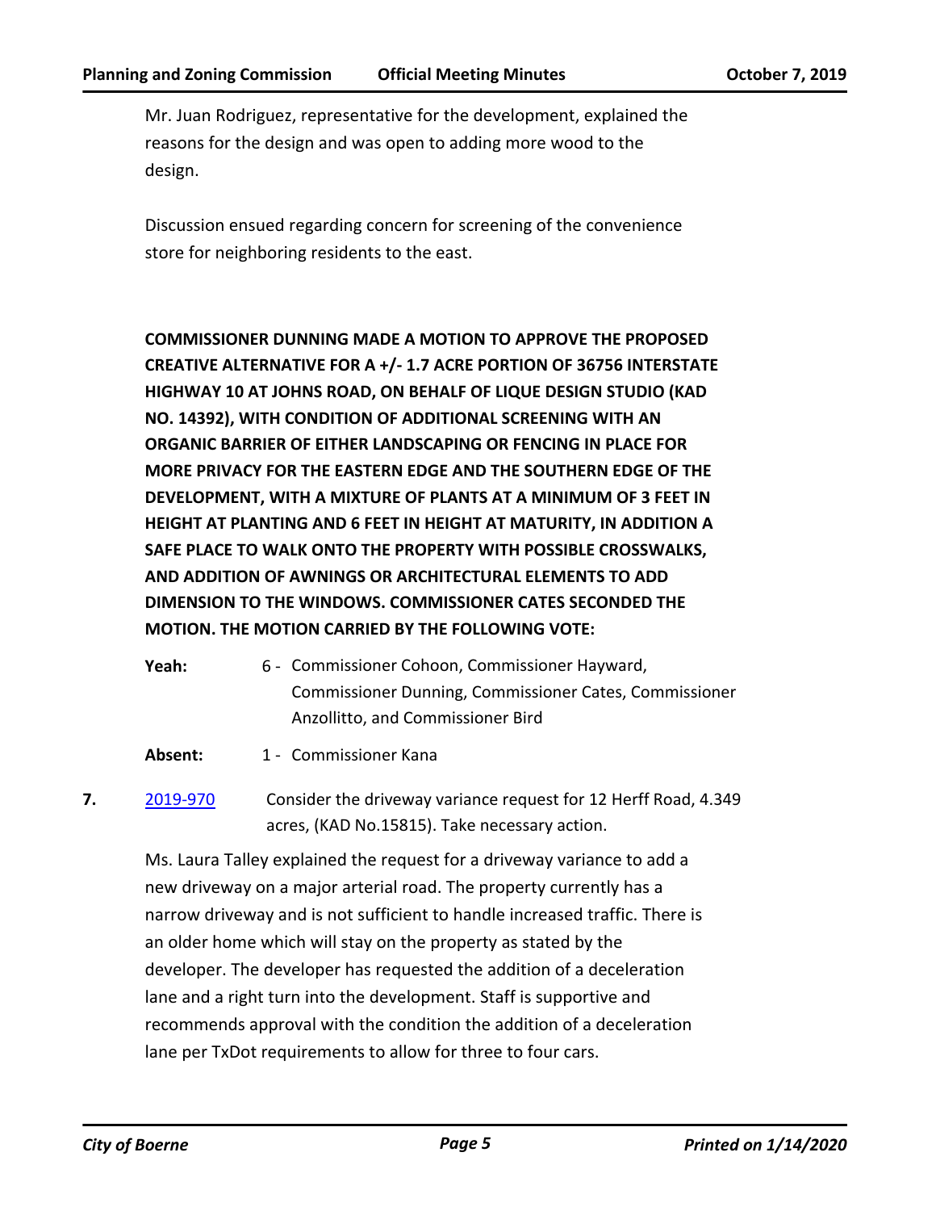Mr. Juan Rodriguez, representative for the development, explained the reasons for the design and was open to adding more wood to the design.

Discussion ensued regarding concern for screening of the convenience store for neighboring residents to the east.

**COMMISSIONER DUNNING MADE A MOTION TO APPROVE THE PROPOSED CREATIVE ALTERNATIVE FOR A +/- 1.7 ACRE PORTION OF 36756 INTERSTATE HIGHWAY 10 AT JOHNS ROAD, ON BEHALF OF LIQUE DESIGN STUDIO (KAD NO. 14392), WITH CONDITION OF ADDITIONAL SCREENING WITH AN ORGANIC BARRIER OF EITHER LANDSCAPING OR FENCING IN PLACE FOR MORE PRIVACY FOR THE EASTERN EDGE AND THE SOUTHERN EDGE OF THE DEVELOPMENT, WITH A MIXTURE OF PLANTS AT A MINIMUM OF 3 FEET IN HEIGHT AT PLANTING AND 6 FEET IN HEIGHT AT MATURITY, IN ADDITION A SAFE PLACE TO WALK ONTO THE PROPERTY WITH POSSIBLE CROSSWALKS, AND ADDITION OF AWNINGS OR ARCHITECTURAL ELEMENTS TO ADD DIMENSION TO THE WINDOWS. COMMISSIONER CATES SECONDED THE MOTION. THE MOTION CARRIED BY THE FOLLOWING VOTE:**

**Yeah:** 6 - Commissioner Cohoon, Commissioner Hayward, Commissioner Dunning, Commissioner Cates, Commissioner Anzollitto, and Commissioner Bird

**Absent:** 1 - Commissioner Kana

**7.** 2019-970 Consider the driveway variance request for 12 Herff Road, 4.349 acres, (KAD No.15815). Take necessary action.

Ms. Laura Talley explained the request for a driveway variance to add a new driveway on a major arterial road. The property currently has a narrow driveway and is not sufficient to handle increased traffic. There is an older home which will stay on the property as stated by the developer. The developer has requested the addition of a deceleration lane and a right turn into the development. Staff is supportive and recommends approval with the condition the addition of a deceleration lane per TxDot requirements to allow for three to four cars.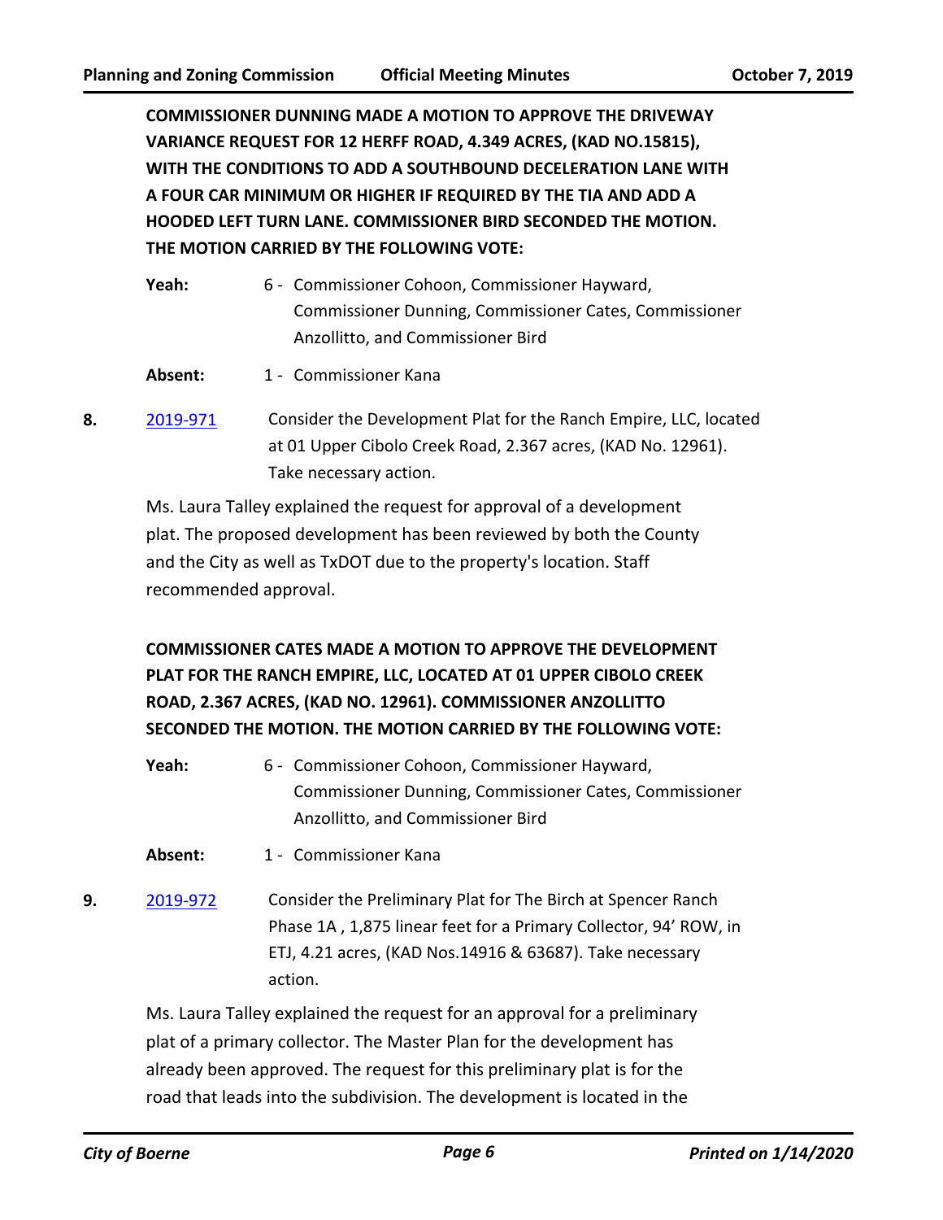**COMMISSIONER DUNNING MADE A MOTION TO APPROVE THE DRIVEWAY VARIANCE REQUEST FOR 12 HERFF ROAD, 4.349 ACRES, (KAD NO.15815), WITH THE CONDITIONS TO ADD A SOUTHBOUND DECELERATION LANE WITH A FOUR CAR MINIMUM OR HIGHER IF REQUIRED BY THE TIA AND ADD A HOODED LEFT TURN LANE. COMMISSIONER BIRD SECONDED THE MOTION. THE MOTION CARRIED BY THE FOLLOWING VOTE:**

**Yeah:** 6 - Commissioner Cohoon, Commissioner Hayward, Commissioner Dunning, Commissioner Cates, Commissioner Anzollitto, and Commissioner Bird

**Absent:** 1 - Commissioner Kana

**8.** [2019-971](2019-971) Consider the Development Plat for the Ranch Empire, LLC, located at 01 Upper Cibolo Creek Road, 2.367 acres, (KAD No. 12961). Take necessary action.

Ms. Laura Talley explained the request for approval of a development plat. The proposed development has been reviewed by both the County and the City as well as TxDOT due to the property's location. Staff recommended approval.

**COMMISSIONER CATES MADE A MOTION TO APPROVE THE DEVELOPMENT PLAT FOR THE RANCH EMPIRE, LLC, LOCATED AT 01 UPPER CIBOLO CREEK ROAD, 2.367 ACRES, (KAD NO. 12961). COMMISSIONER ANZOLLITTO SECONDED THE MOTION. THE MOTION CARRIED BY THE FOLLOWING VOTE:**

**Yeah:** 6 - Commissioner Cohoon, Commissioner Hayward, Commissioner Dunning, Commissioner Cates, Commissioner Anzollitto, and Commissioner Bird

**Absent:** 1 - Commissioner Kana

**9.** [2019-972](2019-972) Consider the Preliminary Plat for The Birch at Spencer Ranch Phase 1A , 1,875 linear feet for a Primary Collector, 94' ROW, in ETJ, 4.21 acres, (KAD Nos.14916 & 63687). Take necessary action.

Ms. Laura Talley explained the request for an approval for a preliminary plat of a primary collector. The Master Plan for the development has already been approved. The request for this preliminary plat is for the road that leads into the subdivision. The development is located in the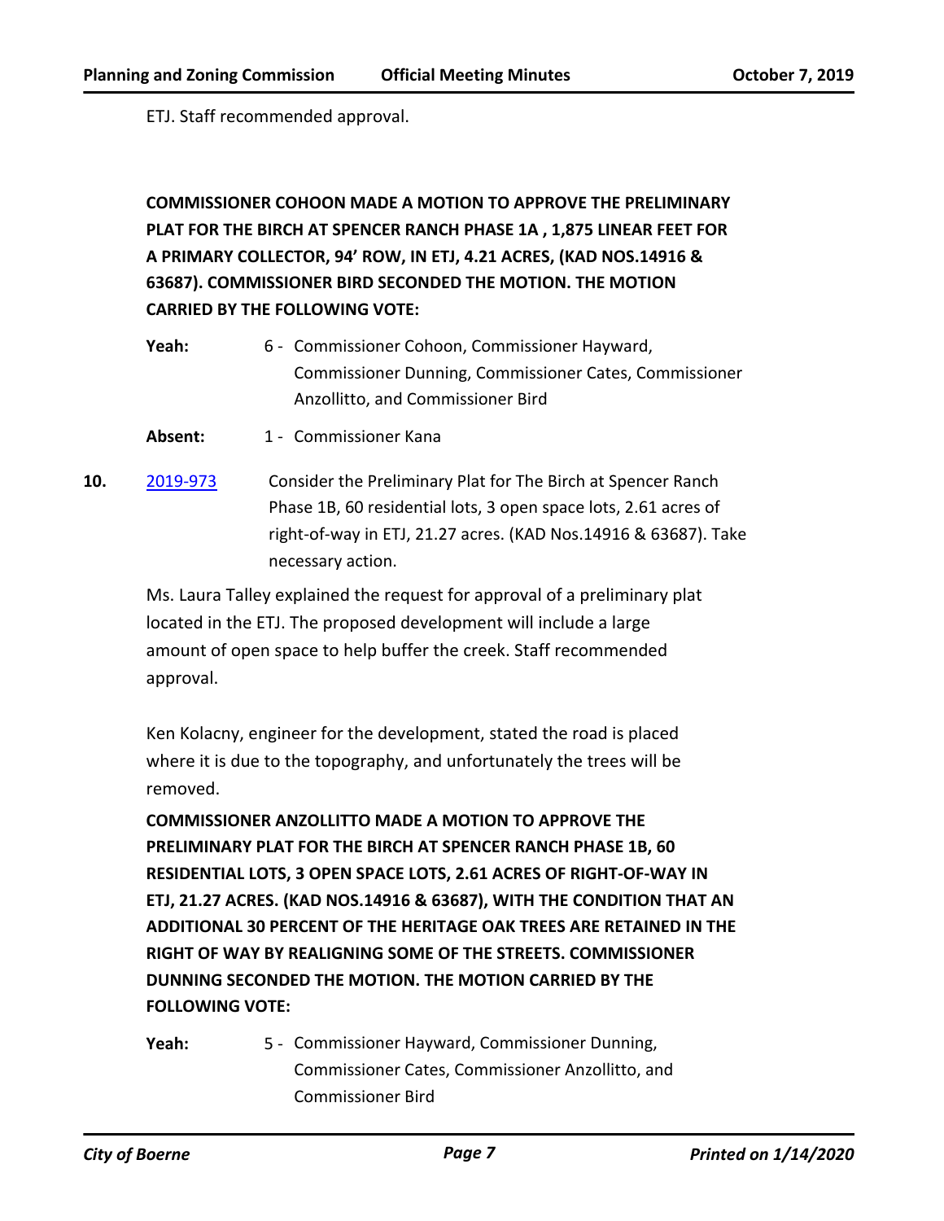ETJ. Staff recommended approval.

**COMMISSIONER COHOON MADE A MOTION TO APPROVE THE PRELIMINARY PLAT FOR THE BIRCH AT SPENCER RANCH PHASE 1A , 1,875 LINEAR FEET FOR A PRIMARY COLLECTOR, 94' ROW, IN ETJ, 4.21 ACRES, (KAD NOS.14916 & 63687). COMMISSIONER BIRD SECONDED THE MOTION. THE MOTION CARRIED BY THE FOLLOWING VOTE:**

**Yeah:** 6 - Commissioner Cohoon, Commissioner Hayward, Commissioner Dunning, Commissioner Cates, Commissioner Anzollitto, and Commissioner Bird

**Absent:** 1 - Commissioner Kana

**10.** [2019-973] Consider the Preliminary Plat for The Birch at Spencer Ranch Phase 1B, 60 residential lots, 3 open space lots, 2.61 acres of right-of-way in ETJ, 21.27 acres. (KAD Nos.14916 & 63687). Take necessary action.

Ms. Laura Talley explained the request for approval of a preliminary plat located in the ETJ. The proposed development will include a large amount of open space to help buffer the creek. Staff recommended approval.

Ken Kolacny, engineer for the development, stated the road is placed where it is due to the topography, and unfortunately the trees will be removed.

**COMMISSIONER ANZOLLITTO MADE A MOTION TO APPROVE THE PRELIMINARY PLAT FOR THE BIRCH AT SPENCER RANCH PHASE 1B, 60 RESIDENTIAL LOTS, 3 OPEN SPACE LOTS, 2.61 ACRES OF RIGHT-OF-WAY IN ETJ, 21.27 ACRES. (KAD NOS.14916 & 63687), WITH THE CONDITION THAT AN ADDITIONAL 30 PERCENT OF THE HERITAGE OAK TREES ARE RETAINED IN THE RIGHT OF WAY BY REALIGNING SOME OF THE STREETS. COMMISSIONER DUNNING SECONDED THE MOTION. THE MOTION CARRIED BY THE FOLLOWING VOTE:**

**Yeah:** 5 - Commissioner Hayward, Commissioner Dunning, Commissioner Cates, Commissioner Anzollitto, and Commissioner Bird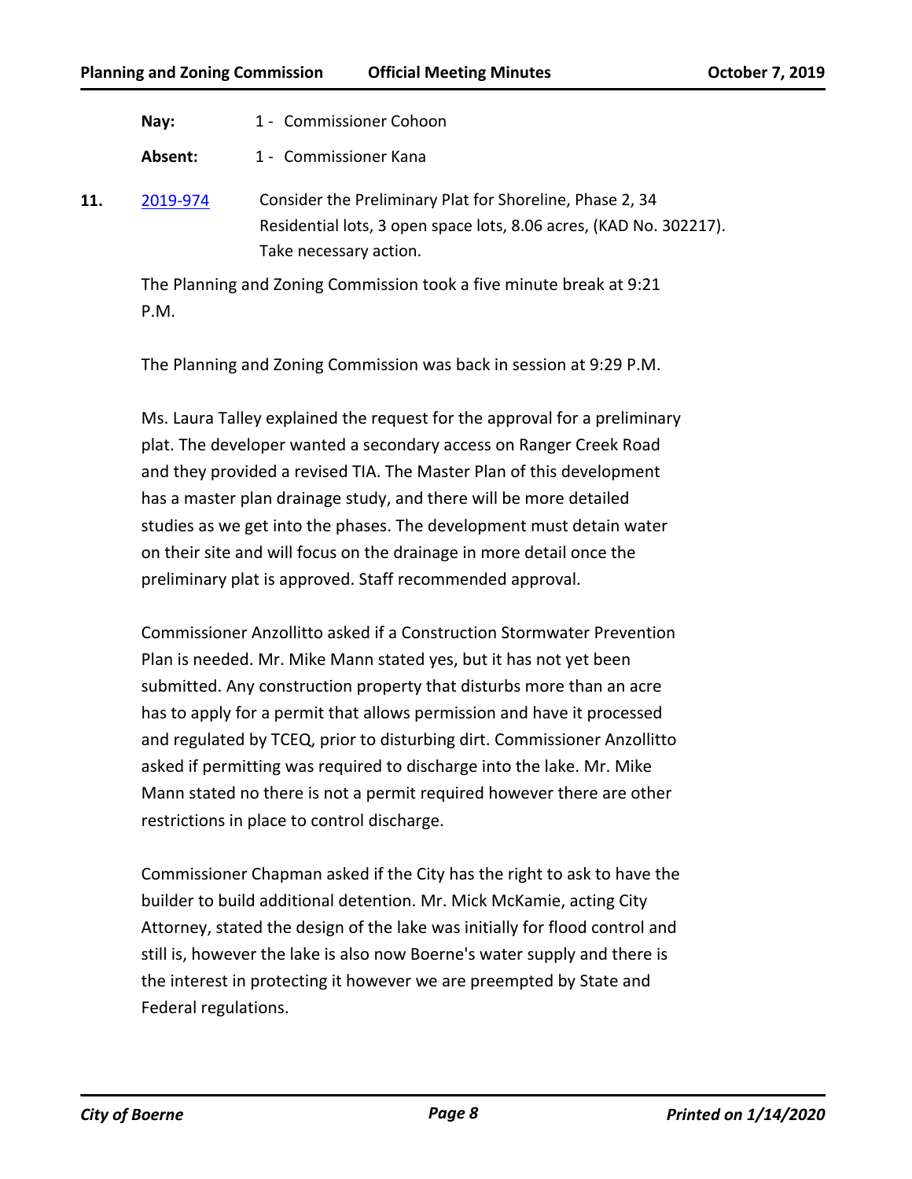**Nay:** 1 - Commissioner Cohoon

**Absent:** 1 - Commissioner Kana

**11.** [2019-974](2019-974) Consider the Preliminary Plat for Shoreline, Phase 2, 34 Residential lots, 3 open space lots, 8.06 acres, (KAD No. 302217). Take necessary action.

The Planning and Zoning Commission took a five minute break at 9:21 P.M.

The Planning and Zoning Commission was back in session at 9:29 P.M.

Ms. Laura Talley explained the request for the approval for a preliminary plat. The developer wanted a secondary access on Ranger Creek Road and they provided a revised TIA. The Master Plan of this development has a master plan drainage study, and there will be more detailed studies as we get into the phases. The development must detain water on their site and will focus on the drainage in more detail once the preliminary plat is approved. Staff recommended approval.

Commissioner Anzollitto asked if a Construction Stormwater Prevention Plan is needed. Mr. Mike Mann stated yes, but it has not yet been submitted. Any construction property that disturbs more than an acre has to apply for a permit that allows permission and have it processed and regulated by TCEQ, prior to disturbing dirt. Commissioner Anzollitto asked if permitting was required to discharge into the lake. Mr. Mike Mann stated no there is not a permit required however there are other restrictions in place to control discharge.

Commissioner Chapman asked if the City has the right to ask to have the builder to build additional detention. Mr. Mick McKamie, acting City Attorney, stated the design of the lake was initially for flood control and still is, however the lake is also now Boerne's water supply and there is the interest in protecting it however we are preempted by State and Federal regulations.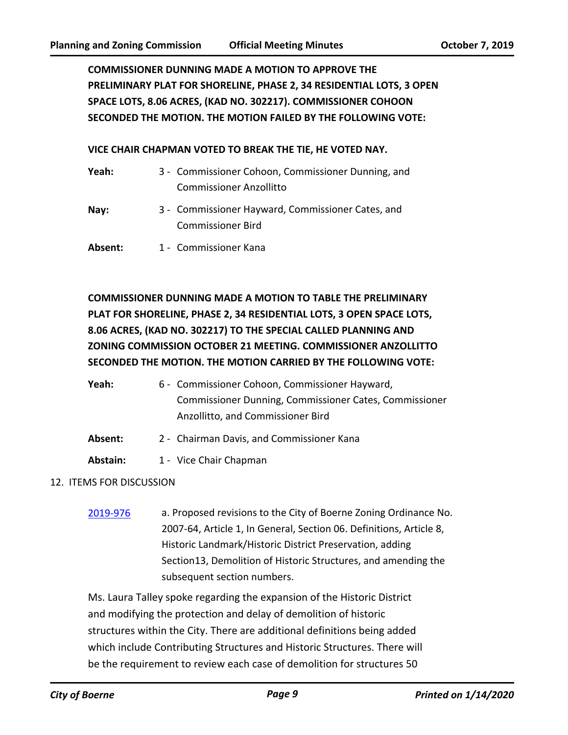**COMMISSIONER DUNNING MADE A MOTION TO APPROVE THE PRELIMINARY PLAT FOR SHORELINE, PHASE 2, 34 RESIDENTIAL LOTS, 3 OPEN SPACE LOTS, 8.06 ACRES, (KAD NO. 302217). COMMISSIONER COHOON SECONDED THE MOTION. THE MOTION FAILED BY THE FOLLOWING VOTE:**

**VICE CHAIR CHAPMAN VOTED TO BREAK THE TIE, HE VOTED NAY.**

**Yeah:** 3 - Commissioner Cohoon, Commissioner Dunning, and Commissioner Anzollitto

**Nay:** 3 - Commissioner Hayward, Commissioner Cates, and Commissioner Bird

**Absent:** 1 - Commissioner Kana

**COMMISSIONER DUNNING MADE A MOTION TO TABLE THE PRELIMINARY PLAT FOR SHORELINE, PHASE 2, 34 RESIDENTIAL LOTS, 3 OPEN SPACE LOTS, 8.06 ACRES, (KAD NO. 302217) TO THE SPECIAL CALLED PLANNING AND ZONING COMMISSION OCTOBER 21 MEETING. COMMISSIONER ANZOLLITTO SECONDED THE MOTION. THE MOTION CARRIED BY THE FOLLOWING VOTE:**

**Yeah:** 6 - Commissioner Cohoon, Commissioner Hayward, Commissioner Dunning, Commissioner Cates, Commissioner Anzollitto, and Commissioner Bird

**Absent:** 2 - Chairman Davis, and Commissioner Kana

**Abstain:** 1 - Vice Chair Chapman

12. ITEMS FOR DISCUSSION

2019-976 a. Proposed revisions to the City of Boerne Zoning Ordinance No. 2007-64, Article 1, In General, Section 06. Definitions, Article 8, Historic Landmark/Historic District Preservation, adding Section13, Demolition of Historic Structures, and amending the subsequent section numbers.

Ms. Laura Talley spoke regarding the expansion of the Historic District and modifying the protection and delay of demolition of historic structures within the City. There are additional definitions being added which include Contributing Structures and Historic Structures. There will be the requirement to review each case of demolition for structures 50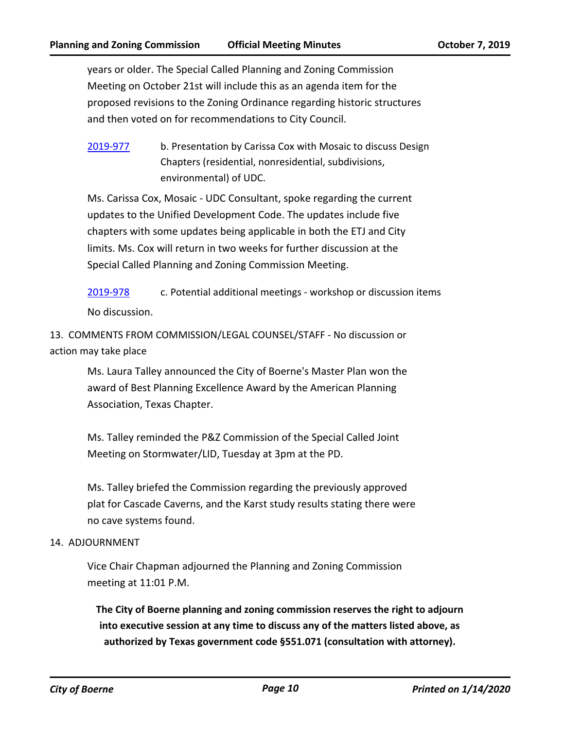years or older. The Special Called Planning and Zoning Commission Meeting on October 21st will include this as an agenda item for the proposed revisions to the Zoning Ordinance regarding historic structures and then voted on for recommendations to City Council.

2019-977 b. Presentation by Carissa Cox with Mosaic to discuss Design Chapters (residential, nonresidential, subdivisions, environmental) of UDC.

Ms. Carissa Cox, Mosaic - UDC Consultant, spoke regarding the current updates to the Unified Development Code. The updates include five chapters with some updates being applicable in both the ETJ and City limits. Ms. Cox will return in two weeks for further discussion at the Special Called Planning and Zoning Commission Meeting.

2019-978 c. Potential additional meetings - workshop or discussion items

No discussion.

13. COMMENTS FROM COMMISSION/LEGAL COUNSEL/STAFF - No discussion or action may take place

Ms. Laura Talley announced the City of Boerne's Master Plan won the award of Best Planning Excellence Award by the American Planning Association, Texas Chapter.

Ms. Talley reminded the P&Z Commission of the Special Called Joint Meeting on Stormwater/LID, Tuesday at 3pm at the PD.

Ms. Talley briefed the Commission regarding the previously approved plat for Cascade Caverns, and the Karst study results stating there were no cave systems found.

14. ADJOURNMENT

Vice Chair Chapman adjourned the Planning and Zoning Commission meeting at 11:01 P.M.

**The City of Boerne planning and zoning commission reserves the right to adjourn into executive session at any time to discuss any of the matters listed above, as authorized by Texas government code §551.071 (consultation with attorney).**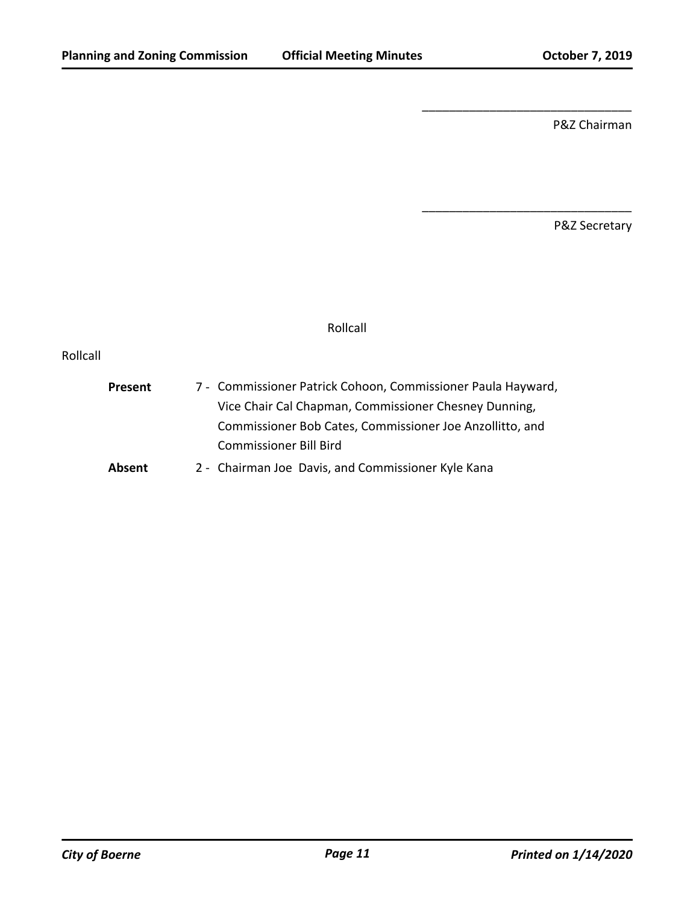_______________________________

P&Z Chairman

_______________________________

P&Z Secretary

Rollcall

Rollcall

| | | |
|---|---|---|
| **Present** | 7 - | Commissioner Patrick Cohoon, Commissioner Paula Hayward, Vice Chair Cal Chapman, Commissioner Chesney Dunning, Commissioner Bob Cates, Commissioner Joe Anzollitto, and Commissioner Bill Bird |
| **Absent** | 2 - | Chairman Joe Davis, and Commissioner Kyle Kana |